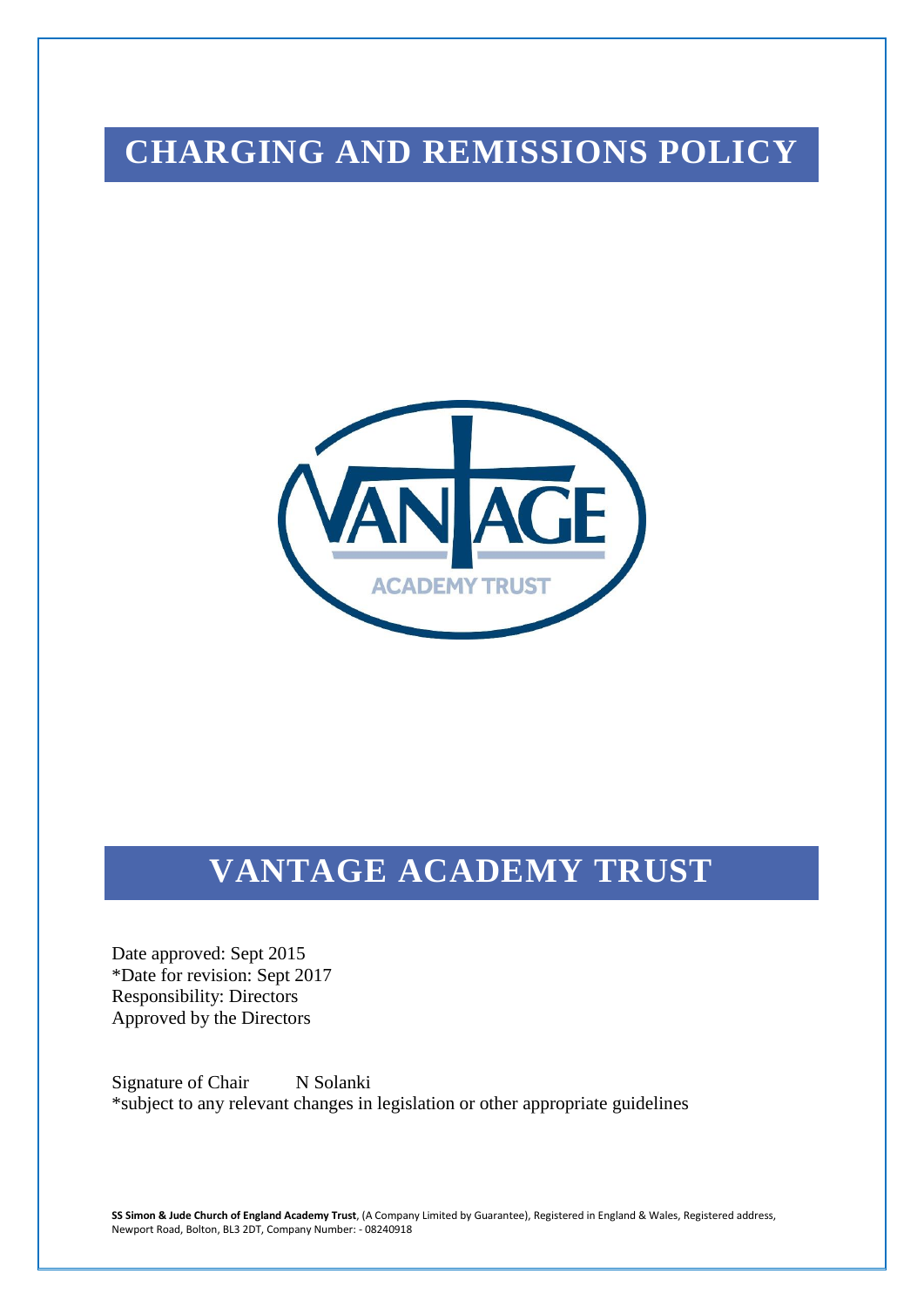# CHARGING AND REMISSIONS POLICY

# VANTAGE ACADEMY TRUST

Date approved: Sept 2015
*Date for revision: Sept 2017
Responsibility: Directors
Approved by the Directors

Signature of Chair N Solanki
*subject to any relevant changes in legislation or other appropriate guidelines

**SS Simon & Jude Church of England Academy Trust**, (A Company Limited by Guarantee), Registered in England & Wales, Registered address, Newport Road, Bolton, BL3 2DT, Company Number: - 08240918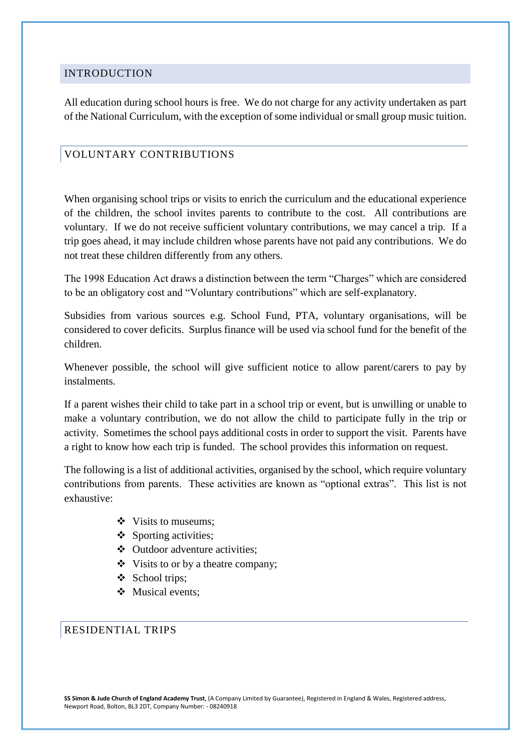## INTRODUCTION

All education during school hours is free. We do not charge for any activity undertaken as part of the National Curriculum, with the exception of some individual or small group music tuition.

## VOLUNTARY CONTRIBUTIONS

When organising school trips or visits to enrich the curriculum and the educational experience of the children, the school invites parents to contribute to the cost. All contributions are voluntary. If we do not receive sufficient voluntary contributions, we may cancel a trip. If a trip goes ahead, it may include children whose parents have not paid any contributions. We do not treat these children differently from any others.

The 1998 Education Act draws a distinction between the term "Charges" which are considered to be an obligatory cost and "Voluntary contributions" which are self-explanatory.

Subsidies from various sources e.g. School Fund, PTA, voluntary organisations, will be considered to cover deficits. Surplus finance will be used via school fund for the benefit of the children.

Whenever possible, the school will give sufficient notice to allow parent/carers to pay by instalments.

If a parent wishes their child to take part in a school trip or event, but is unwilling or unable to make a voluntary contribution, we do not allow the child to participate fully in the trip or activity. Sometimes the school pays additional costs in order to support the visit. Parents have a right to know how each trip is funded. The school provides this information on request.

The following is a list of additional activities, organised by the school, which require voluntary contributions from parents. These activities are known as "optional extras". This list is not exhaustive:

- Visits to museums;
- Sporting activities;
- Outdoor adventure activities;
- Visits to or by a theatre company;
- School trips;
- Musical events;

## RESIDENTIAL TRIPS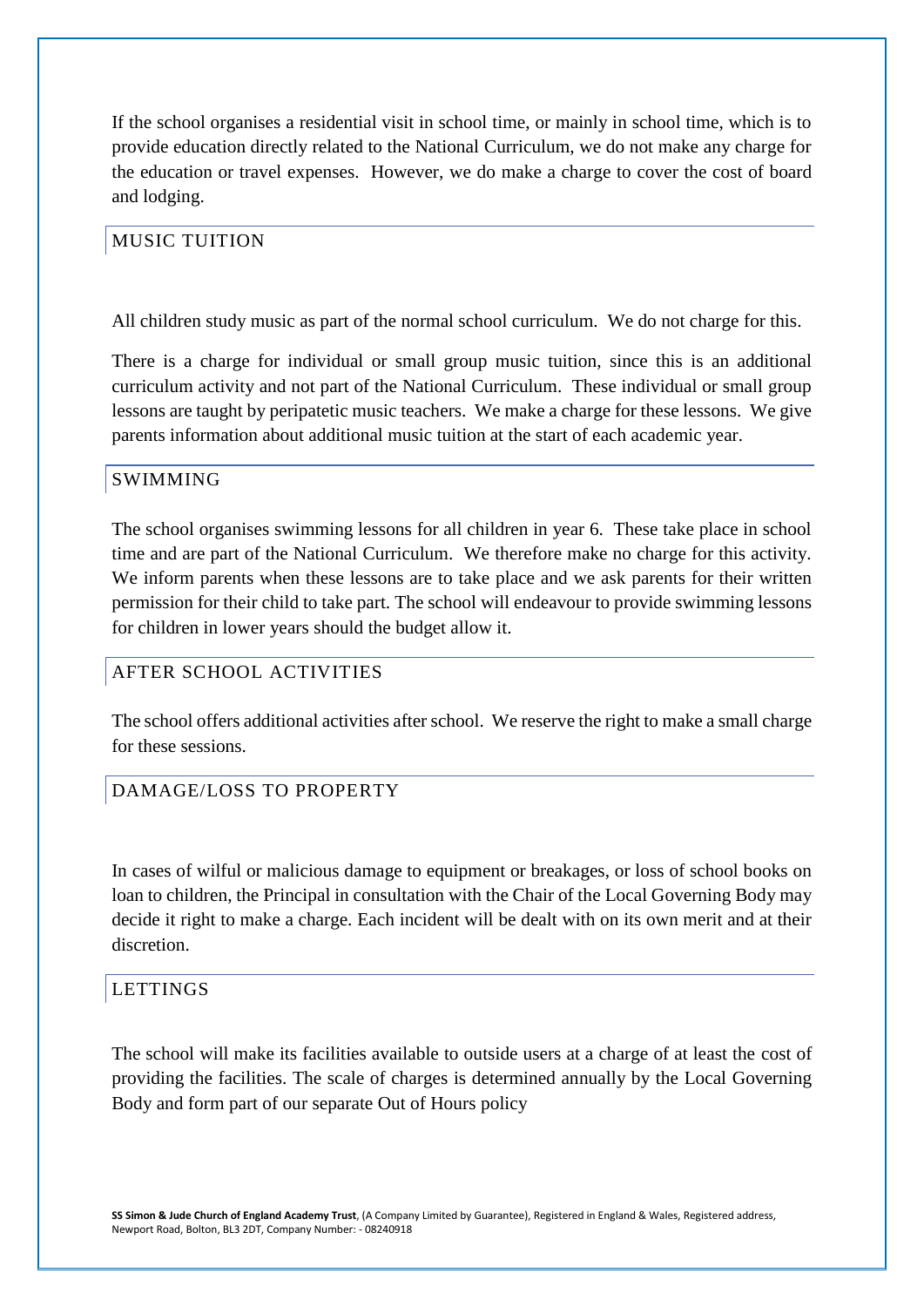If the school organises a residential visit in school time, or mainly in school time, which is to provide education directly related to the National Curriculum, we do not make any charge for the education or travel expenses. However, we do make a charge to cover the cost of board and lodging.

## MUSIC TUITION

All children study music as part of the normal school curriculum. We do not charge for this.

There is a charge for individual or small group music tuition, since this is an additional curriculum activity and not part of the National Curriculum. These individual or small group lessons are taught by peripatetic music teachers. We make a charge for these lessons. We give parents information about additional music tuition at the start of each academic year.

## SWIMMING

The school organises swimming lessons for all children in year 6. These take place in school time and are part of the National Curriculum. We therefore make no charge for this activity. We inform parents when these lessons are to take place and we ask parents for their written permission for their child to take part. The school will endeavour to provide swimming lessons for children in lower years should the budget allow it.

## AFTER SCHOOL ACTIVITIES

The school offers additional activities after school. We reserve the right to make a small charge for these sessions.

## DAMAGE/LOSS TO PROPERTY

In cases of wilful or malicious damage to equipment or breakages, or loss of school books on loan to children, the Principal in consultation with the Chair of the Local Governing Body may decide it right to make a charge. Each incident will be dealt with on its own merit and at their discretion.

## LETTINGS

The school will make its facilities available to outside users at a charge of at least the cost of providing the facilities. The scale of charges is determined annually by the Local Governing Body and form part of our separate Out of Hours policy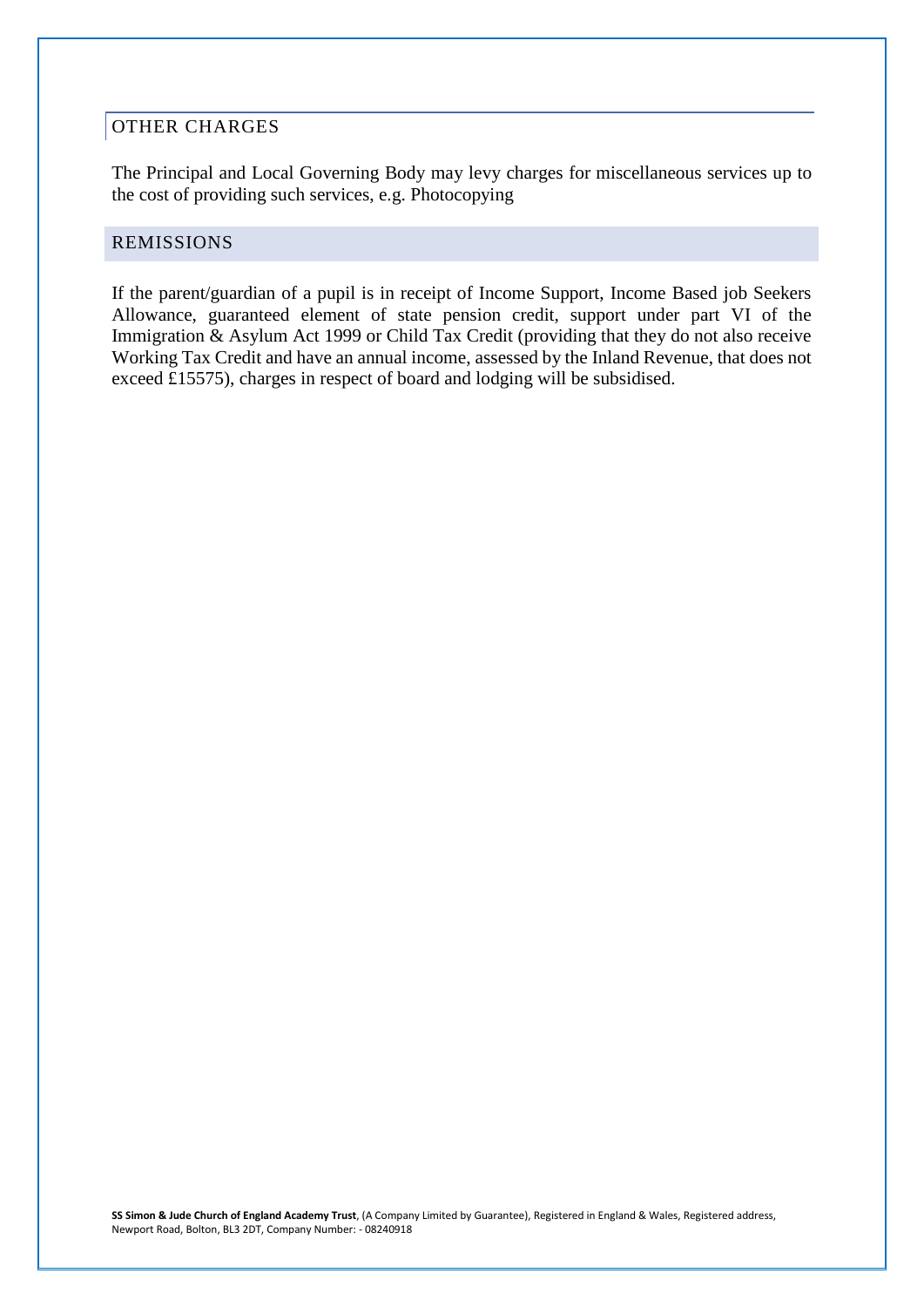## OTHER CHARGES

The Principal and Local Governing Body may levy charges for miscellaneous services up to the cost of providing such services, e.g. Photocopying

## REMISSIONS

If the parent/guardian of a pupil is in receipt of Income Support, Income Based job Seekers Allowance, guaranteed element of state pension credit, support under part VI of the Immigration & Asylum Act 1999 or Child Tax Credit (providing that they do not also receive Working Tax Credit and have an annual income, assessed by the Inland Revenue, that does not exceed £15575), charges in respect of board and lodging will be subsidised.